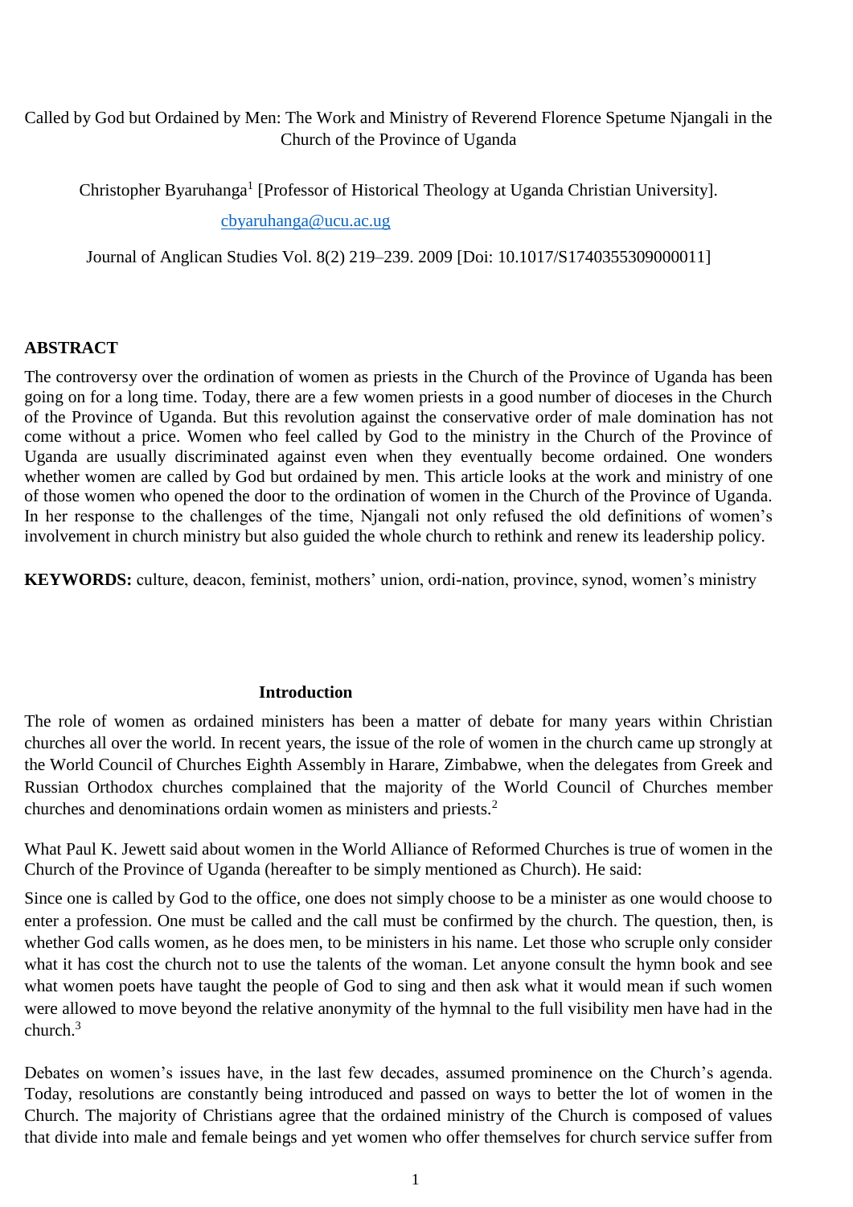# Called by God but Ordained by Men: The Work and Ministry of Reverend Florence Spetume Njangali in the Church of the Province of Uganda

Christopher Byaruhanga[1] [Professor of Historical Theology at Uganda Christian University].

cbyaruhanga@ucu.ac.ug

Journal of Anglican Studies Vol. 8(2) 219–239. 2009 [Doi: 10.1017/S1740355309000011]

## ABSTRACT

The controversy over the ordination of women as priests in the Church of the Province of Uganda has been going on for a long time. Today, there are a few women priests in a good number of dioceses in the Church of the Province of Uganda. But this revolution against the conservative order of male domination has not come without a price. Women who feel called by God to the ministry in the Church of the Province of Uganda are usually discriminated against even when they eventually become ordained. One wonders whether women are called by God but ordained by men. This article looks at the work and ministry of one of those women who opened the door to the ordination of women in the Church of the Province of Uganda. In her response to the challenges of the time, Njangali not only refused the old definitions of women's involvement in church ministry but also guided the whole church to rethink and renew its leadership policy.

**KEYWORDS:** culture, deacon, feminist, mothers' union, ordi-nation, province, synod, women's ministry

## Introduction

The role of women as ordained ministers has been a matter of debate for many years within Christian churches all over the world. In recent years, the issue of the role of women in the church came up strongly at the World Council of Churches Eighth Assembly in Harare, Zimbabwe, when the delegates from Greek and Russian Orthodox churches complained that the majority of the World Council of Churches member churches and denominations ordain women as ministers and priests.[2]

What Paul K. Jewett said about women in the World Alliance of Reformed Churches is true of women in the Church of the Province of Uganda (hereafter to be simply mentioned as Church). He said:

Since one is called by God to the office, one does not simply choose to be a minister as one would choose to enter a profession. One must be called and the call must be confirmed by the church. The question, then, is whether God calls women, as he does men, to be ministers in his name. Let those who scruple only consider what it has cost the church not to use the talents of the woman. Let anyone consult the hymn book and see what women poets have taught the people of God to sing and then ask what it would mean if such women were allowed to move beyond the relative anonymity of the hymnal to the full visibility men have had in the church.[3]

Debates on women's issues have, in the last few decades, assumed prominence on the Church's agenda. Today, resolutions are constantly being introduced and passed on ways to better the lot of women in the Church. The majority of Christians agree that the ordained ministry of the Church is composed of values that divide into male and female beings and yet women who offer themselves for church service suffer from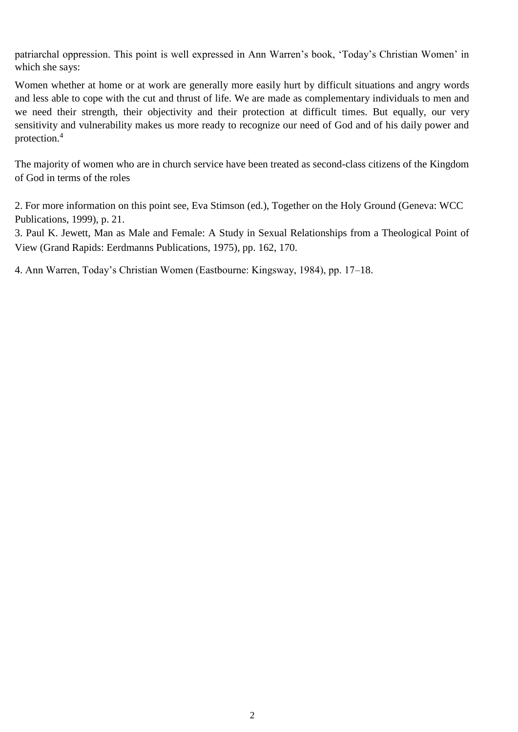patriarchal oppression. This point is well expressed in Ann Warren's book, 'Today's Christian Women' in which she says:

Women whether at home or at work are generally more easily hurt by difficult situations and angry words and less able to cope with the cut and thrust of life. We are made as complementary individuals to men and we need their strength, their objectivity and their protection at difficult times. But equally, our very sensitivity and vulnerability makes us more ready to recognize our need of God and of his daily power and protection.[4]

The majority of women who are in church service have been treated as second-class citizens of the Kingdom of God in terms of the roles

2. For more information on this point see, Eva Stimson (ed.), Together on the Holy Ground (Geneva: WCC Publications, 1999), p. 21.

3. Paul K. Jewett, Man as Male and Female: A Study in Sexual Relationships from a Theological Point of View (Grand Rapids: Eerdmanns Publications, 1975), pp. 162, 170.

4. Ann Warren, Today's Christian Women (Eastbourne: Kingsway, 1984), pp. 17–18.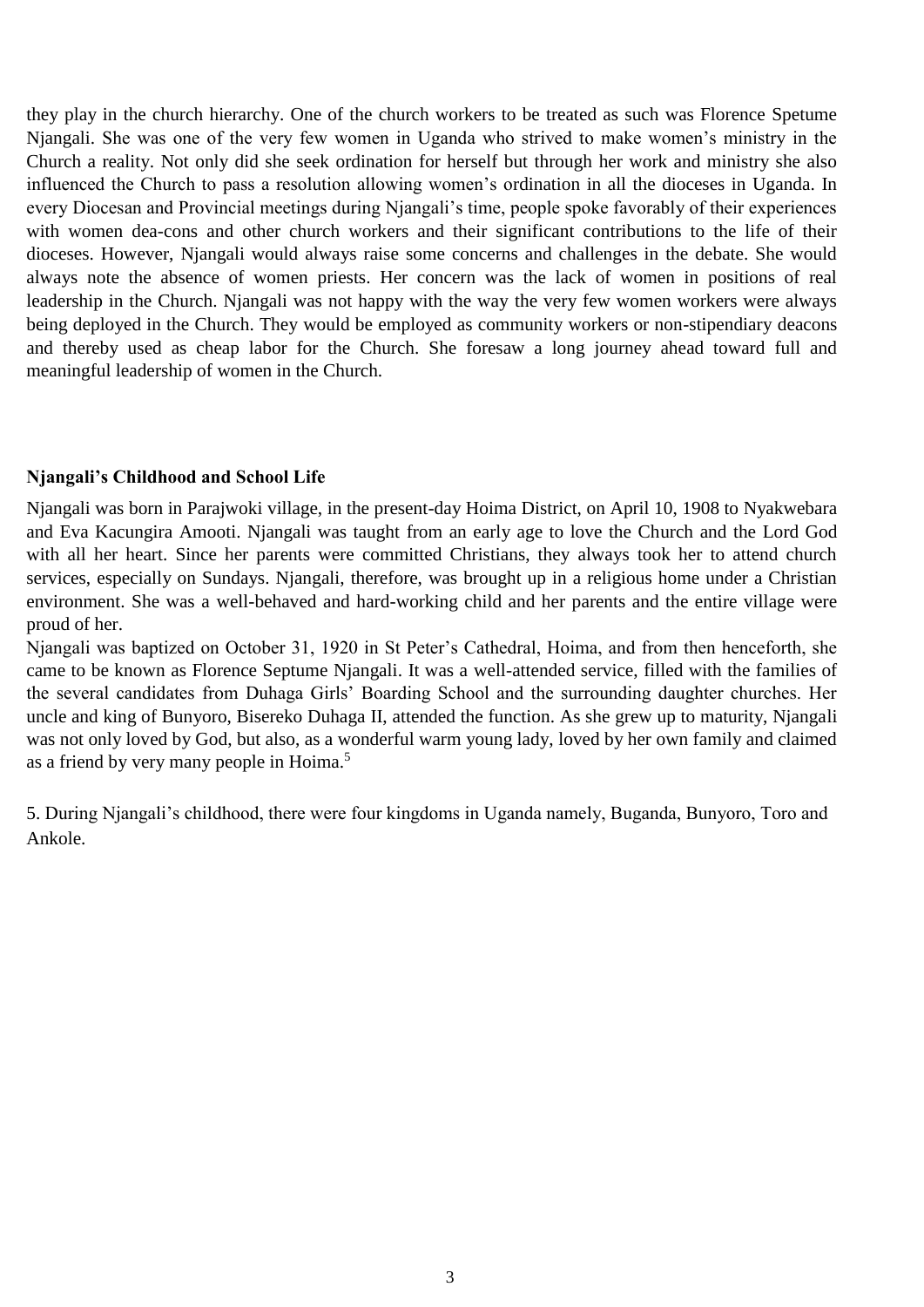they play in the church hierarchy. One of the church workers to be treated as such was Florence Spetume Njangali. She was one of the very few women in Uganda who strived to make women's ministry in the Church a reality. Not only did she seek ordination for herself but through her work and ministry she also influenced the Church to pass a resolution allowing women's ordination in all the dioceses in Uganda. In every Diocesan and Provincial meetings during Njangali's time, people spoke favorably of their experiences with women dea-cons and other church workers and their significant contributions to the life of their dioceses. However, Njangali would always raise some concerns and challenges in the debate. She would always note the absence of women priests. Her concern was the lack of women in positions of real leadership in the Church. Njangali was not happy with the way the very few women workers were always being deployed in the Church. They would be employed as community workers or non-stipendiary deacons and thereby used as cheap labor for the Church. She foresaw a long journey ahead toward full and meaningful leadership of women in the Church.

**Njangali's Childhood and School Life**

Njangali was born in Parajwoki village, in the present-day Hoima District, on April 10, 1908 to Nyakwebara and Eva Kacungira Amooti. Njangali was taught from an early age to love the Church and the Lord God with all her heart. Since her parents were committed Christians, they always took her to attend church services, especially on Sundays. Njangali, therefore, was brought up in a religious home under a Christian environment. She was a well-behaved and hard-working child and her parents and the entire village were proud of her.

Njangali was baptized on October 31, 1920 in St Peter's Cathedral, Hoima, and from then henceforth, she came to be known as Florence Septume Njangali. It was a well-attended service, filled with the families of the several candidates from Duhaga Girls' Boarding School and the surrounding daughter churches. Her uncle and king of Bunyoro, Bisereko Duhaga II, attended the function. As she grew up to maturity, Njangali was not only loved by God, but also, as a wonderful warm young lady, loved by her own family and claimed as a friend by very many people in Hoima.[5]

5. During Njangali's childhood, there were four kingdoms in Uganda namely, Buganda, Bunyoro, Toro and Ankole.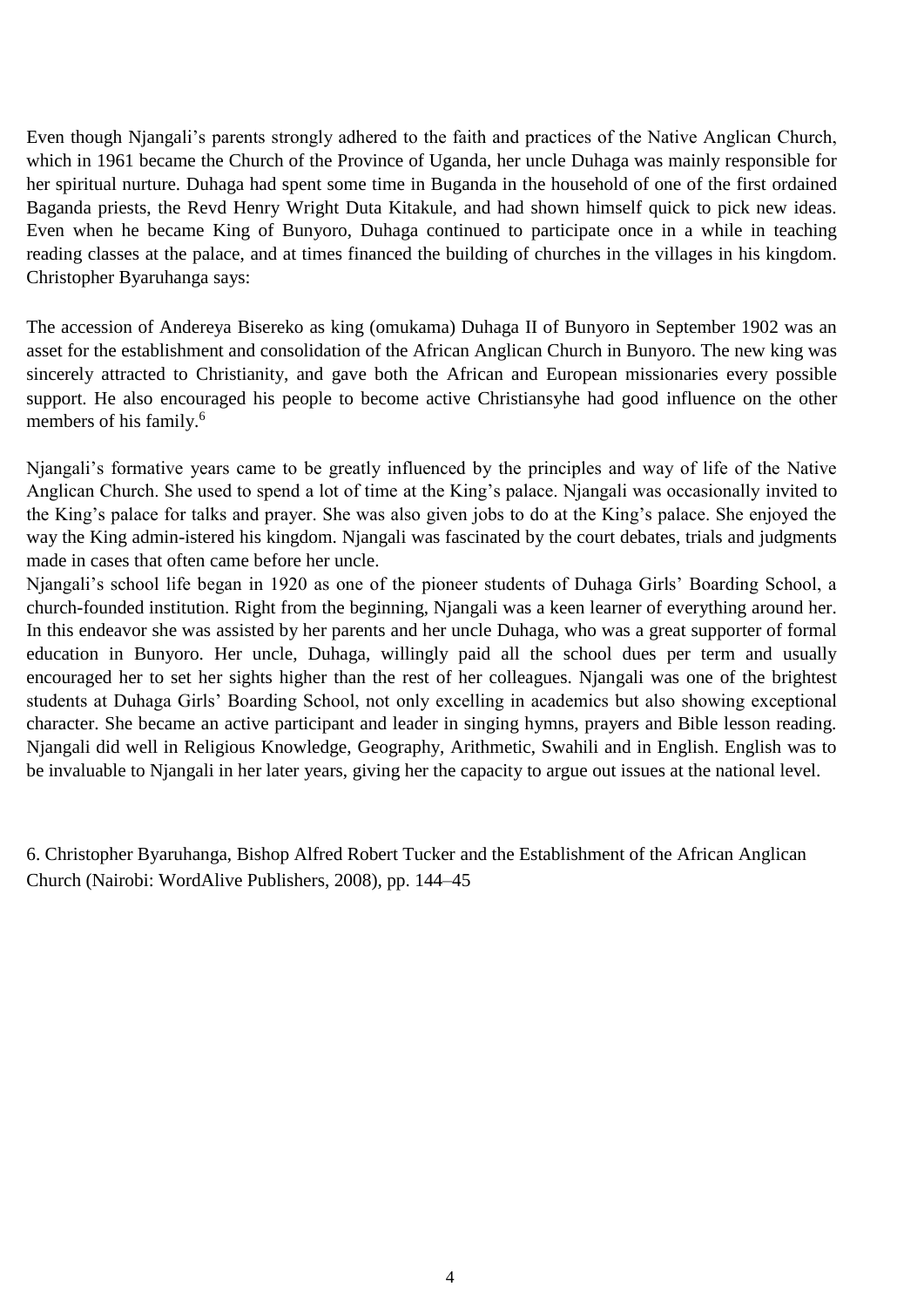Even though Njangali's parents strongly adhered to the faith and practices of the Native Anglican Church, which in 1961 became the Church of the Province of Uganda, her uncle Duhaga was mainly responsible for her spiritual nurture. Duhaga had spent some time in Buganda in the household of one of the first ordained Baganda priests, the Revd Henry Wright Duta Kitakule, and had shown himself quick to pick new ideas. Even when he became King of Bunyoro, Duhaga continued to participate once in a while in teaching reading classes at the palace, and at times financed the building of churches in the villages in his kingdom. Christopher Byaruhanga says:

The accession of Andereya Bisereko as king (omukama) Duhaga II of Bunyoro in September 1902 was an asset for the establishment and consolidation of the African Anglican Church in Bunyoro. The new king was sincerely attracted to Christianity, and gave both the African and European missionaries every possible support. He also encouraged his people to become active Christiansyhe had good influence on the other members of his family.[6]

Njangali's formative years came to be greatly influenced by the principles and way of life of the Native Anglican Church. She used to spend a lot of time at the King's palace. Njangali was occasionally invited to the King's palace for talks and prayer. She was also given jobs to do at the King's palace. She enjoyed the way the King admin-istered his kingdom. Njangali was fascinated by the court debates, trials and judgments made in cases that often came before her uncle.

Njangali's school life began in 1920 as one of the pioneer students of Duhaga Girls' Boarding School, a church-founded institution. Right from the beginning, Njangali was a keen learner of everything around her. In this endeavor she was assisted by her parents and her uncle Duhaga, who was a great supporter of formal education in Bunyoro. Her uncle, Duhaga, willingly paid all the school dues per term and usually encouraged her to set her sights higher than the rest of her colleagues. Njangali was one of the brightest students at Duhaga Girls' Boarding School, not only excelling in academics but also showing exceptional character. She became an active participant and leader in singing hymns, prayers and Bible lesson reading. Njangali did well in Religious Knowledge, Geography, Arithmetic, Swahili and in English. English was to be invaluable to Njangali in her later years, giving her the capacity to argue out issues at the national level.

6. Christopher Byaruhanga, Bishop Alfred Robert Tucker and the Establishment of the African Anglican Church (Nairobi: WordAlive Publishers, 2008), pp. 144–45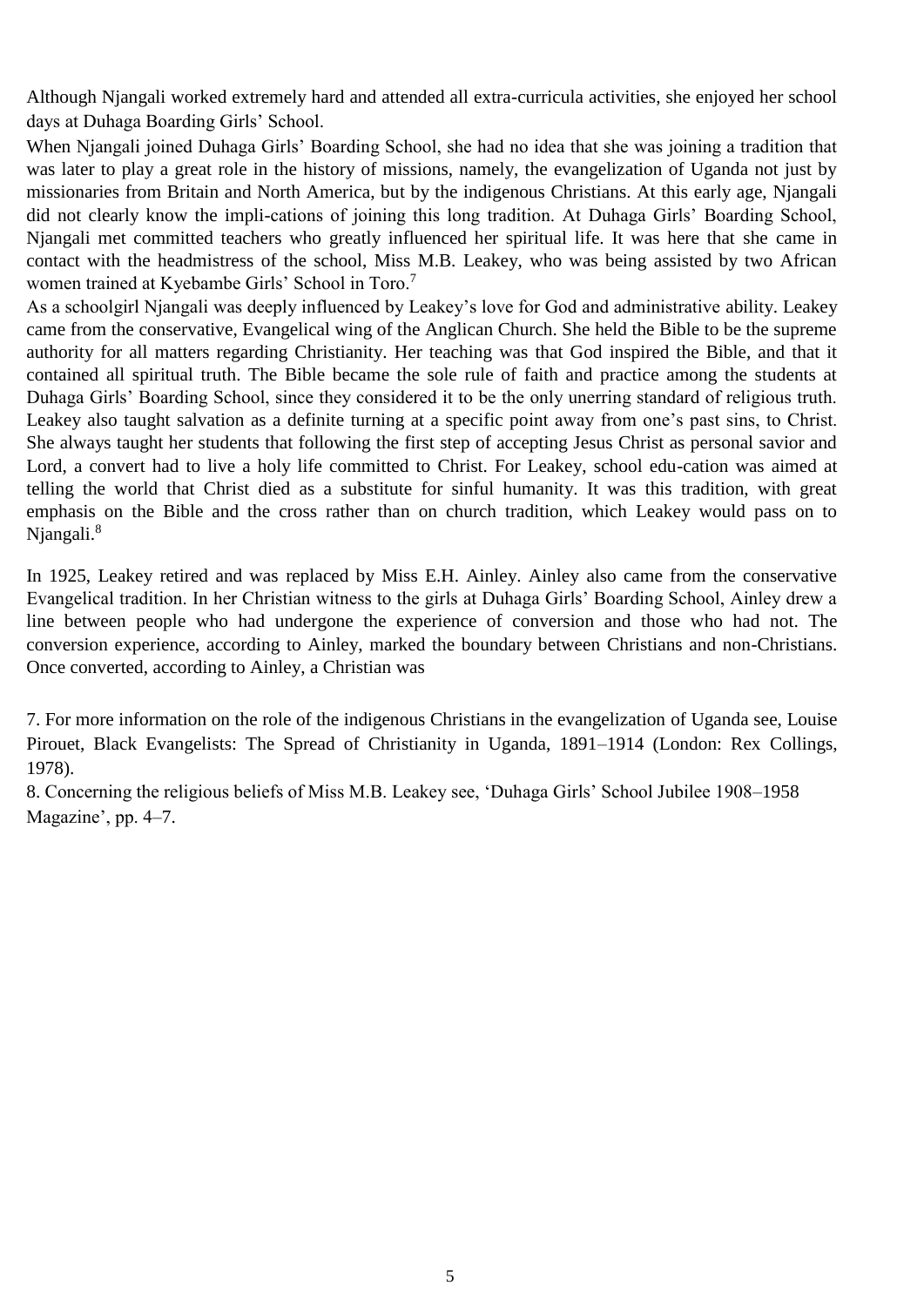Although Njangali worked extremely hard and attended all extra-curricula activities, she enjoyed her school days at Duhaga Boarding Girls' School.

When Njangali joined Duhaga Girls' Boarding School, she had no idea that she was joining a tradition that was later to play a great role in the history of missions, namely, the evangelization of Uganda not just by missionaries from Britain and North America, but by the indigenous Christians. At this early age, Njangali did not clearly know the impli-cations of joining this long tradition. At Duhaga Girls' Boarding School, Njangali met committed teachers who greatly influenced her spiritual life. It was here that she came in contact with the headmistress of the school, Miss M.B. Leakey, who was being assisted by two African women trained at Kyebambe Girls' School in Toro.[7]

As a schoolgirl Njangali was deeply influenced by Leakey's love for God and administrative ability. Leakey came from the conservative, Evangelical wing of the Anglican Church. She held the Bible to be the supreme authority for all matters regarding Christianity. Her teaching was that God inspired the Bible, and that it contained all spiritual truth. The Bible became the sole rule of faith and practice among the students at Duhaga Girls' Boarding School, since they considered it to be the only unerring standard of religious truth. Leakey also taught salvation as a definite turning at a specific point away from one's past sins, to Christ. She always taught her students that following the first step of accepting Jesus Christ as personal savior and Lord, a convert had to live a holy life committed to Christ. For Leakey, school edu-cation was aimed at telling the world that Christ died as a substitute for sinful humanity. It was this tradition, with great emphasis on the Bible and the cross rather than on church tradition, which Leakey would pass on to Njangali.[8]

In 1925, Leakey retired and was replaced by Miss E.H. Ainley. Ainley also came from the conservative Evangelical tradition. In her Christian witness to the girls at Duhaga Girls' Boarding School, Ainley drew a line between people who had undergone the experience of conversion and those who had not. The conversion experience, according to Ainley, marked the boundary between Christians and non-Christians. Once converted, according to Ainley, a Christian was

7. For more information on the role of the indigenous Christians in the evangelization of Uganda see, Louise Pirouet, Black Evangelists: The Spread of Christianity in Uganda, 1891–1914 (London: Rex Collings, 1978).

8. Concerning the religious beliefs of Miss M.B. Leakey see, 'Duhaga Girls' School Jubilee 1908–1958 Magazine', pp. 4–7.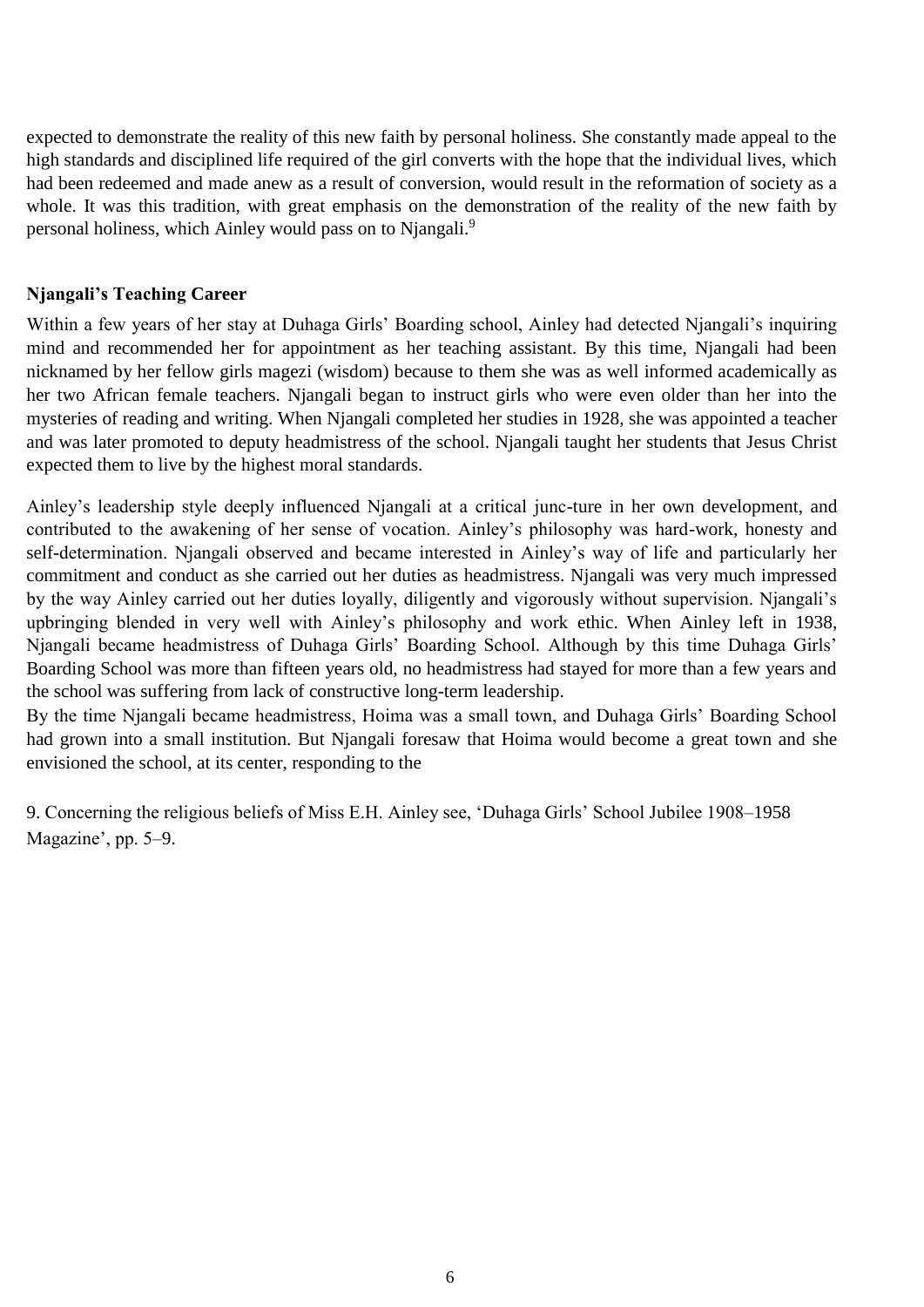expected to demonstrate the reality of this new faith by personal holiness. She constantly made appeal to the high standards and disciplined life required of the girl converts with the hope that the individual lives, which had been redeemed and made anew as a result of conversion, would result in the reformation of society as a whole. It was this tradition, with great emphasis on the demonstration of the reality of the new faith by personal holiness, which Ainley would pass on to Njangali.[9]

## Njangali's Teaching Career

Within a few years of her stay at Duhaga Girls' Boarding school, Ainley had detected Njangali's inquiring mind and recommended her for appointment as her teaching assistant. By this time, Njangali had been nicknamed by her fellow girls magezi (wisdom) because to them she was as well informed academically as her two African female teachers. Njangali began to instruct girls who were even older than her into the mysteries of reading and writing. When Njangali completed her studies in 1928, she was appointed a teacher and was later promoted to deputy headmistress of the school. Njangali taught her students that Jesus Christ expected them to live by the highest moral standards.

Ainley's leadership style deeply influenced Njangali at a critical junc-ture in her own development, and contributed to the awakening of her sense of vocation. Ainley's philosophy was hard-work, honesty and self-determination. Njangali observed and became interested in Ainley's way of life and particularly her commitment and conduct as she carried out her duties as headmistress. Njangali was very much impressed by the way Ainley carried out her duties loyally, diligently and vigorously without supervision. Njangali's upbringing blended in very well with Ainley's philosophy and work ethic. When Ainley left in 1938, Njangali became headmistress of Duhaga Girls' Boarding School. Although by this time Duhaga Girls' Boarding School was more than fifteen years old, no headmistress had stayed for more than a few years and the school was suffering from lack of constructive long-term leadership.

By the time Njangali became headmistress, Hoima was a small town, and Duhaga Girls' Boarding School had grown into a small institution. But Njangali foresaw that Hoima would become a great town and she envisioned the school, at its center, responding to the

9. Concerning the religious beliefs of Miss E.H. Ainley see, 'Duhaga Girls' School Jubilee 1908–1958 Magazine', pp. 5–9.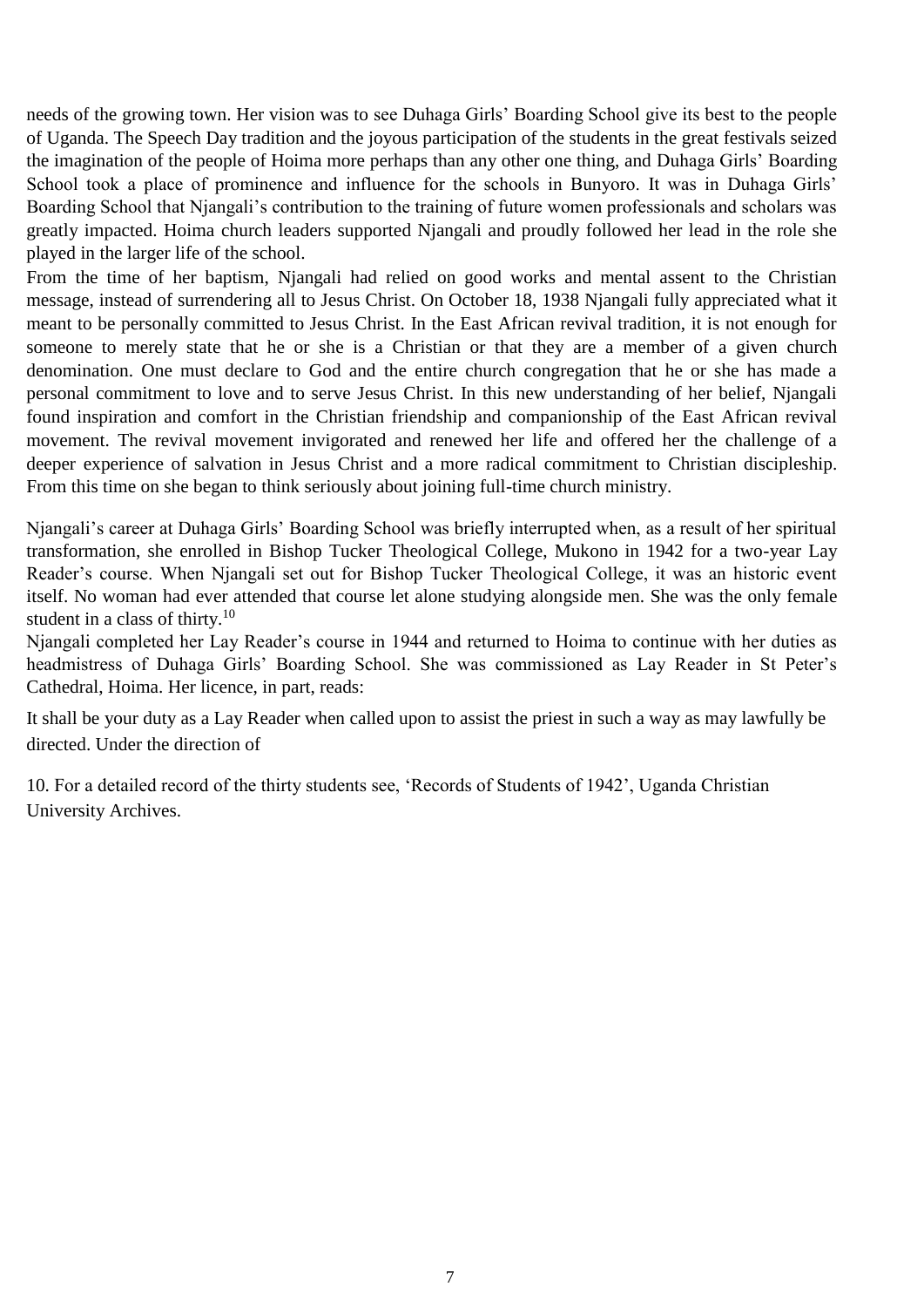needs of the growing town. Her vision was to see Duhaga Girls' Boarding School give its best to the people of Uganda. The Speech Day tradition and the joyous participation of the students in the great festivals seized the imagination of the people of Hoima more perhaps than any other one thing, and Duhaga Girls' Boarding School took a place of prominence and influence for the schools in Bunyoro. It was in Duhaga Girls' Boarding School that Njangali's contribution to the training of future women professionals and scholars was greatly impacted. Hoima church leaders supported Njangali and proudly followed her lead in the role she played in the larger life of the school.

From the time of her baptism, Njangali had relied on good works and mental assent to the Christian message, instead of surrendering all to Jesus Christ. On October 18, 1938 Njangali fully appreciated what it meant to be personally committed to Jesus Christ. In the East African revival tradition, it is not enough for someone to merely state that he or she is a Christian or that they are a member of a given church denomination. One must declare to God and the entire church congregation that he or she has made a personal commitment to love and to serve Jesus Christ. In this new understanding of her belief, Njangali found inspiration and comfort in the Christian friendship and companionship of the East African revival movement. The revival movement invigorated and renewed her life and offered her the challenge of a deeper experience of salvation in Jesus Christ and a more radical commitment to Christian discipleship. From this time on she began to think seriously about joining full-time church ministry.

Njangali's career at Duhaga Girls' Boarding School was briefly interrupted when, as a result of her spiritual transformation, she enrolled in Bishop Tucker Theological College, Mukono in 1942 for a two-year Lay Reader's course. When Njangali set out for Bishop Tucker Theological College, it was an historic event itself. No woman had ever attended that course let alone studying alongside men. She was the only female student in a class of thirty.[10]

Njangali completed her Lay Reader's course in 1944 and returned to Hoima to continue with her duties as headmistress of Duhaga Girls' Boarding School. She was commissioned as Lay Reader in St Peter's Cathedral, Hoima. Her licence, in part, reads:

It shall be your duty as a Lay Reader when called upon to assist the priest in such a way as may lawfully be directed. Under the direction of

10. For a detailed record of the thirty students see, 'Records of Students of 1942', Uganda Christian University Archives.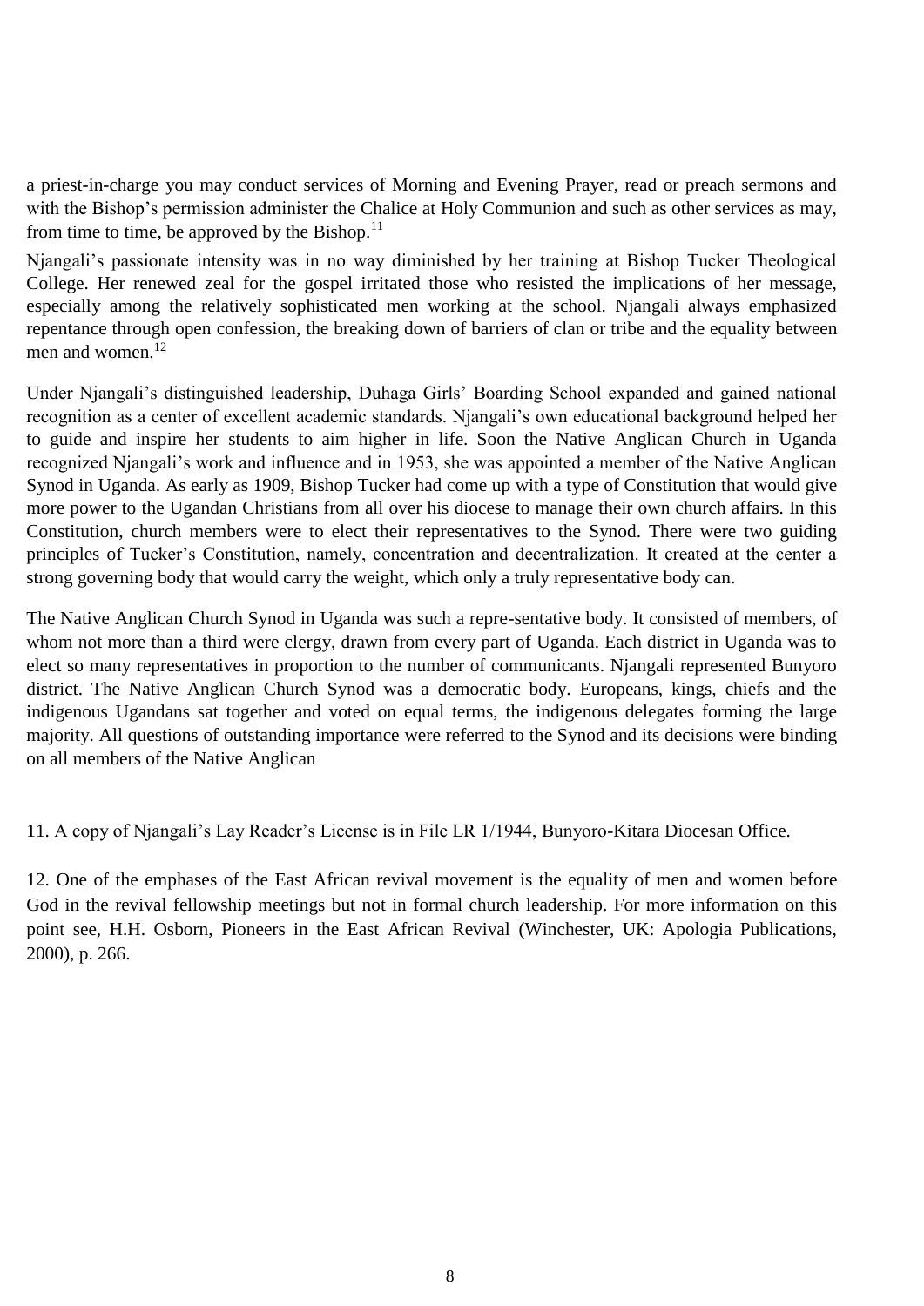a priest-in-charge you may conduct services of Morning and Evening Prayer, read or preach sermons and with the Bishop's permission administer the Chalice at Holy Communion and such as other services as may, from time to time, be approved by the Bishop.[11]

Njangali's passionate intensity was in no way diminished by her training at Bishop Tucker Theological College. Her renewed zeal for the gospel irritated those who resisted the implications of her message, especially among the relatively sophisticated men working at the school. Njangali always emphasized repentance through open confession, the breaking down of barriers of clan or tribe and the equality between men and women.[12]

Under Njangali's distinguished leadership, Duhaga Girls' Boarding School expanded and gained national recognition as a center of excellent academic standards. Njangali's own educational background helped her to guide and inspire her students to aim higher in life. Soon the Native Anglican Church in Uganda recognized Njangali's work and influence and in 1953, she was appointed a member of the Native Anglican Synod in Uganda. As early as 1909, Bishop Tucker had come up with a type of Constitution that would give more power to the Ugandan Christians from all over his diocese to manage their own church affairs. In this Constitution, church members were to elect their representatives to the Synod. There were two guiding principles of Tucker's Constitution, namely, concentration and decentralization. It created at the center a strong governing body that would carry the weight, which only a truly representative body can.

The Native Anglican Church Synod in Uganda was such a repre-sentative body. It consisted of members, of whom not more than a third were clergy, drawn from every part of Uganda. Each district in Uganda was to elect so many representatives in proportion to the number of communicants. Njangali represented Bunyoro district. The Native Anglican Church Synod was a democratic body. Europeans, kings, chiefs and the indigenous Ugandans sat together and voted on equal terms, the indigenous delegates forming the large majority. All questions of outstanding importance were referred to the Synod and its decisions were binding on all members of the Native Anglican

11. A copy of Njangali's Lay Reader's License is in File LR 1/1944, Bunyoro-Kitara Diocesan Office.

12. One of the emphases of the East African revival movement is the equality of men and women before God in the revival fellowship meetings but not in formal church leadership. For more information on this point see, H.H. Osborn, Pioneers in the East African Revival (Winchester, UK: Apologia Publications, 2000), p. 266.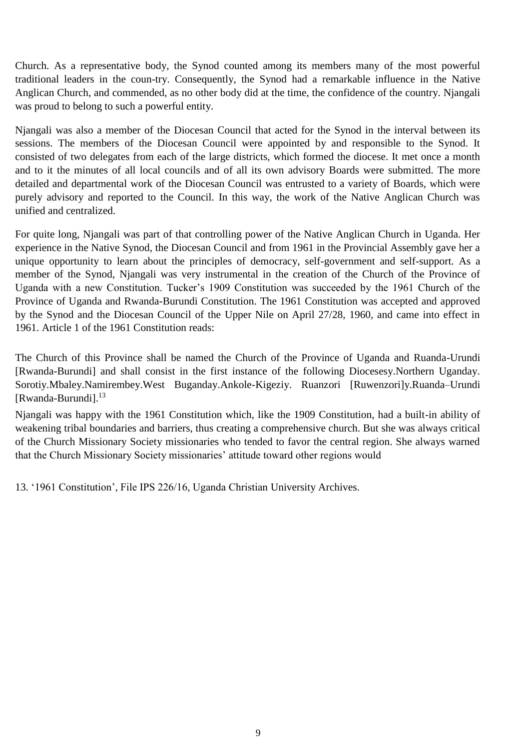Church. As a representative body, the Synod counted among its members many of the most powerful traditional leaders in the coun-try. Consequently, the Synod had a remarkable influence in the Native Anglican Church, and commended, as no other body did at the time, the confidence of the country. Njangali was proud to belong to such a powerful entity.

Njangali was also a member of the Diocesan Council that acted for the Synod in the interval between its sessions. The members of the Diocesan Council were appointed by and responsible to the Synod. It consisted of two delegates from each of the large districts, which formed the diocese. It met once a month and to it the minutes of all local councils and of all its own advisory Boards were submitted. The more detailed and departmental work of the Diocesan Council was entrusted to a variety of Boards, which were purely advisory and reported to the Council. In this way, the work of the Native Anglican Church was unified and centralized.

For quite long, Njangali was part of that controlling power of the Native Anglican Church in Uganda. Her experience in the Native Synod, the Diocesan Council and from 1961 in the Provincial Assembly gave her a unique opportunity to learn about the principles of democracy, self-government and self-support. As a member of the Synod, Njangali was very instrumental in the creation of the Church of the Province of Uganda with a new Constitution. Tucker's 1909 Constitution was succeeded by the 1961 Church of the Province of Uganda and Rwanda-Burundi Constitution. The 1961 Constitution was accepted and approved by the Synod and the Diocesan Council of the Upper Nile on April 27/28, 1960, and came into effect in 1961. Article 1 of the 1961 Constitution reads:

The Church of this Province shall be named the Church of the Province of Uganda and Ruanda-Urundi [Rwanda-Burundi] and shall consist in the first instance of the following Diocesesy.Northern Ug643nday. Sorotiy.Mbaley.Namirembey.West Buganday.Ankole-Kigeziy. Ruanzori [Ruwenzori]y.Ruanda–Urundi [Rwanda-Burundi].[13]

Njangali was happy with the 1961 Constitution which, like the 1909 Constitution, had a built-in ability of weakening tribal boundaries and barriers, thus creating a comprehensive church. But she was always critical of the Church Missionary Society missionaries who tended to favor the central region. She always warned that the Church Missionary Society missionaries' attitude toward other regions would

13. '1961 Constitution', File IPS 226/16, Uganda Christian University Archives.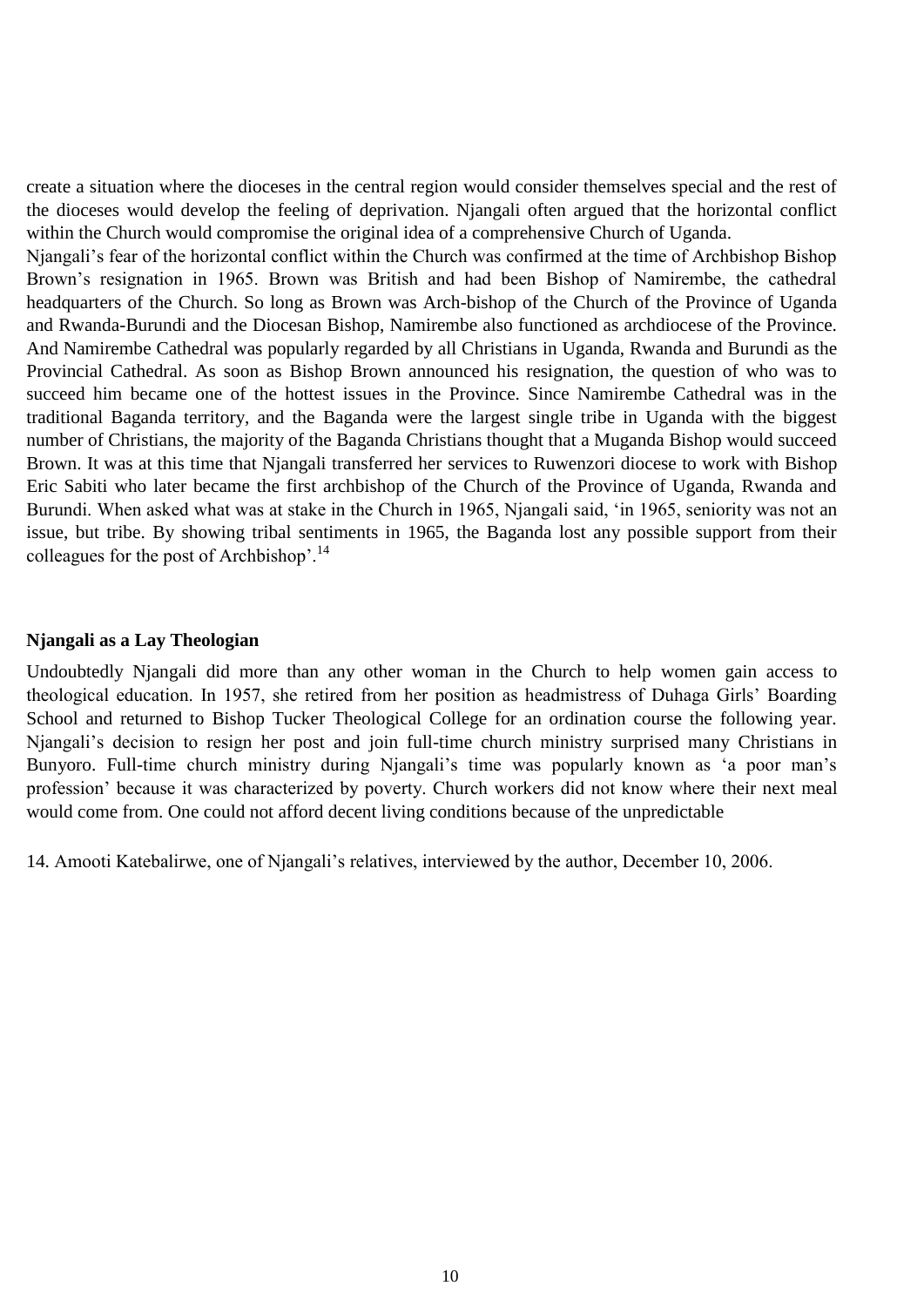create a situation where the dioceses in the central region would consider themselves special and the rest of the dioceses would develop the feeling of deprivation. Njangali often argued that the horizontal conflict within the Church would compromise the original idea of a comprehensive Church of Uganda.

Njangali's fear of the horizontal conflict within the Church was confirmed at the time of Archbishop Bishop Brown's resignation in 1965. Brown was British and had been Bishop of Namirembe, the cathedral headquarters of the Church. So long as Brown was Arch-bishop of the Church of the Province of Uganda and Rwanda-Burundi and the Diocesan Bishop, Namirembe also functioned as archdiocese of the Province. And Namirembe Cathedral was popularly regarded by all Christians in Uganda, Rwanda and Burundi as the Provincial Cathedral. As soon as Bishop Brown announced his resignation, the question of who was to succeed him became one of the hottest issues in the Province. Since Namirembe Cathedral was in the traditional Baganda territory, and the Baganda were the largest single tribe in Uganda with the biggest number of Christians, the majority of the Baganda Christians thought that a Muganda Bishop would succeed Brown. It was at this time that Njangali transferred her services to Ruwenzori diocese to work with Bishop Eric Sabiti who later became the first archbishop of the Church of the Province of Uganda, Rwanda and Burundi. When asked what was at stake in the Church in 1965, Njangali said, 'in 1965, seniority was not an issue, but tribe. By showing tribal sentiments in 1965, the Baganda lost any possible support from their colleagues for the post of Archbishop'.[14]

## Njangali as a Lay Theologian

Undoubtedly Njangali did more than any other woman in the Church to help women gain access to theological education. In 1957, she retired from her position as headmistress of Duhaga Girls' Boarding School and returned to Bishop Tucker Theological College for an ordination course the following year. Njangali's decision to resign her post and join full-time church ministry surprised many Christians in Bunyoro. Full-time church ministry during Njangali's time was popularly known as 'a poor man's profession' because it was characterized by poverty. Church workers did not know where their next meal would come from. One could not afford decent living conditions because of the unpredictable

14. Amooti Katebalirwe, one of Njangali's relatives, interviewed by the author, December 10, 2006.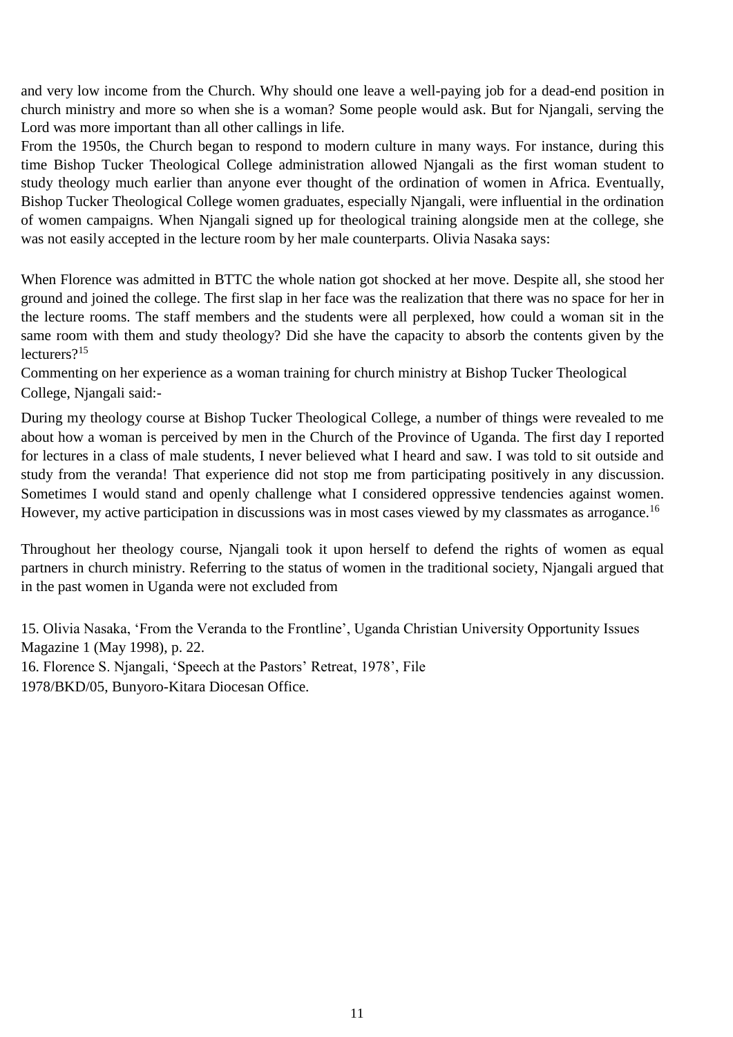and very low income from the Church. Why should one leave a well-paying job for a dead-end position in church ministry and more so when she is a woman? Some people would ask. But for Njangali, serving the Lord was more important than all other callings in life.

From the 1950s, the Church began to respond to modern culture in many ways. For instance, during this time Bishop Tucker Theological College administration allowed Njangali as the first woman student to study theology much earlier than anyone ever thought of the ordination of women in Africa. Eventually, Bishop Tucker Theological College women graduates, especially Njangali, were influential in the ordination of women campaigns. When Njangali signed up for theological training alongside men at the college, she was not easily accepted in the lecture room by her male counterparts. Olivia Nasaka says:

When Florence was admitted in BTTC the whole nation got shocked at her move. Despite all, she stood her ground and joined the college. The first slap in her face was the realization that there was no space for her in the lecture rooms. The staff members and the students were all perplexed, how could a woman sit in the same room with them and study theology? Did she have the capacity to absorb the contents given by the lecturers?[15]

Commenting on her experience as a woman training for church ministry at Bishop Tucker Theological College, Njangali said:-

During my theology course at Bishop Tucker Theological College, a number of things were revealed to me about how a woman is perceived by men in the Church of the Province of Uganda. The first day I reported for lectures in a class of male students, I never believed what I heard and saw. I was told to sit outside and study from the veranda! That experience did not stop me from participating positively in any discussion. Sometimes I would stand and openly challenge what I considered oppressive tendencies against women. However, my active participation in discussions was in most cases viewed by my classmates as arrogance.[16]

Throughout her theology course, Njangali took it upon herself to defend the rights of women as equal partners in church ministry. Referring to the status of women in the traditional society, Njangali argued that in the past women in Uganda were not excluded from

15. Olivia Nasaka, 'From the Veranda to the Frontline', Uganda Christian University Opportunity Issues Magazine 1 (May 1998), p. 22.

16. Florence S. Njangali, 'Speech at the Pastors' Retreat, 1978', File 1978/BKD/05, Bunyoro-Kitara Diocesan Office.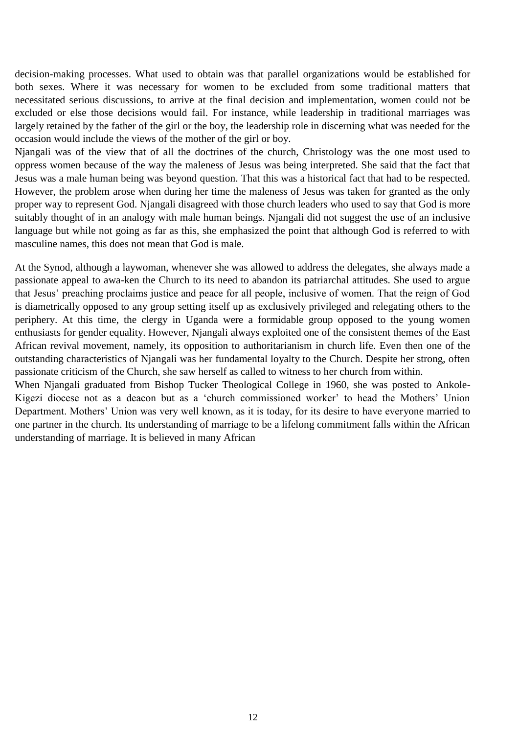decision-making processes. What used to obtain was that parallel organizations would be established for both sexes. Where it was necessary for women to be excluded from some traditional matters that necessitated serious discussions, to arrive at the final decision and implementation, women could not be excluded or else those decisions would fail. For instance, while leadership in traditional marriages was largely retained by the father of the girl or the boy, the leadership role in discerning what was needed for the occasion would include the views of the mother of the girl or boy.

Njangali was of the view that of all the doctrines of the church, Christology was the one most used to oppress women because of the way the maleness of Jesus was being interpreted. She said that the fact that Jesus was a male human being was beyond question. That this was a historical fact that had to be respected. However, the problem arose when during her time the maleness of Jesus was taken for granted as the only proper way to represent God. Njangali disagreed with those church leaders who used to say that God is more suitably thought of in an analogy with male human beings. Njangali did not suggest the use of an inclusive language but while not going as far as this, she emphasized the point that although God is referred to with masculine names, this does not mean that God is male.

At the Synod, although a laywoman, whenever she was allowed to address the delegates, she always made a passionate appeal to awa-ken the Church to its need to abandon its patriarchal attitudes. She used to argue that Jesus' preaching proclaims justice and peace for all people, inclusive of women. That the reign of God is diametrically opposed to any group setting itself up as exclusively privileged and relegating others to the periphery. At this time, the clergy in Uganda were a formidable group opposed to the young women enthusiasts for gender equality. However, Njangali always exploited one of the consistent themes of the East African revival movement, namely, its opposition to authoritarianism in church life. Even then one of the outstanding characteristics of Njangali was her fundamental loyalty to the Church. Despite her strong, often passionate criticism of the Church, she saw herself as called to witness to her church from within.

When Njangali graduated from Bishop Tucker Theological College in 1960, she was posted to Ankole-Kigezi diocese not as a deacon but as a 'church commissioned worker' to head the Mothers' Union Department. Mothers' Union was very well known, as it is today, for its desire to have everyone married to one partner in the church. Its understanding of marriage to be a lifelong commitment falls within the African understanding of marriage. It is believed in many African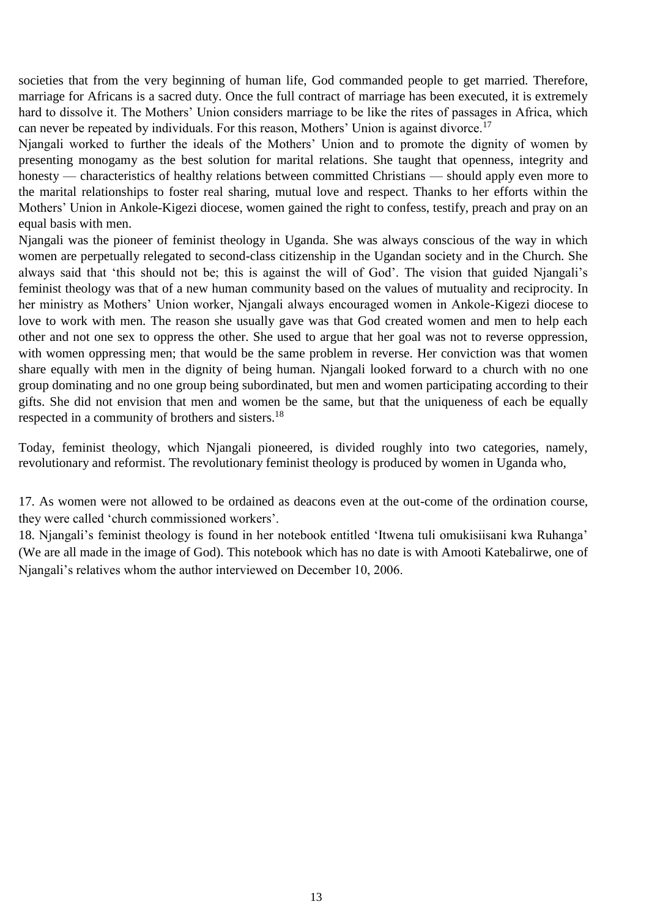societies that from the very beginning of human life, God commanded people to get married. Therefore, marriage for Africans is a sacred duty. Once the full contract of marriage has been executed, it is extremely hard to dissolve it. The Mothers' Union considers marriage to be like the rites of passages in Africa, which can never be repeated by individuals. For this reason, Mothers' Union is against divorce.[17]

Njangali worked to further the ideals of the Mothers' Union and to promote the dignity of women by presenting monogamy as the best solution for marital relations. She taught that openness, integrity and honesty — characteristics of healthy relations between committed Christians — should apply even more to the marital relationships to foster real sharing, mutual love and respect. Thanks to her efforts within the Mothers' Union in Ankole-Kigezi diocese, women gained the right to confess, testify, preach and pray on an equal basis with men.

Njangali was the pioneer of feminist theology in Uganda. She was always conscious of the way in which women are perpetually relegated to second-class citizenship in the Ugandan society and in the Church. She always said that 'this should not be; this is against the will of God'. The vision that guided Njangali's feminist theology was that of a new human community based on the values of mutuality and reciprocity. In her ministry as Mothers' Union worker, Njangali always encouraged women in Ankole-Kigezi diocese to love to work with men. The reason she usually gave was that God created women and men to help each other and not one sex to oppress the other. She used to argue that her goal was not to reverse oppression, with women oppressing men; that would be the same problem in reverse. Her conviction was that women share equally with men in the dignity of being human. Njangali looked forward to a church with no one group dominating and no one group being subordinated, but men and women participating according to their gifts. She did not envision that men and women be the same, but that the uniqueness of each be equally respected in a community of brothers and sisters.[18]

Today, feminist theology, which Njangali pioneered, is divided roughly into two categories, namely, revolutionary and reformist. The revolutionary feminist theology is produced by women in Uganda who,

17. As women were not allowed to be ordained as deacons even at the out-come of the ordination course, they were called 'church commissioned workers'.

18. Njangali's feminist theology is found in her notebook entitled 'Itwena tuli omukisiisani kwa Ruhanga' (We are all made in the image of God). This notebook which has no date is with Amooti Katebalirwe, one of Njangali's relatives whom the author interviewed on December 10, 2006.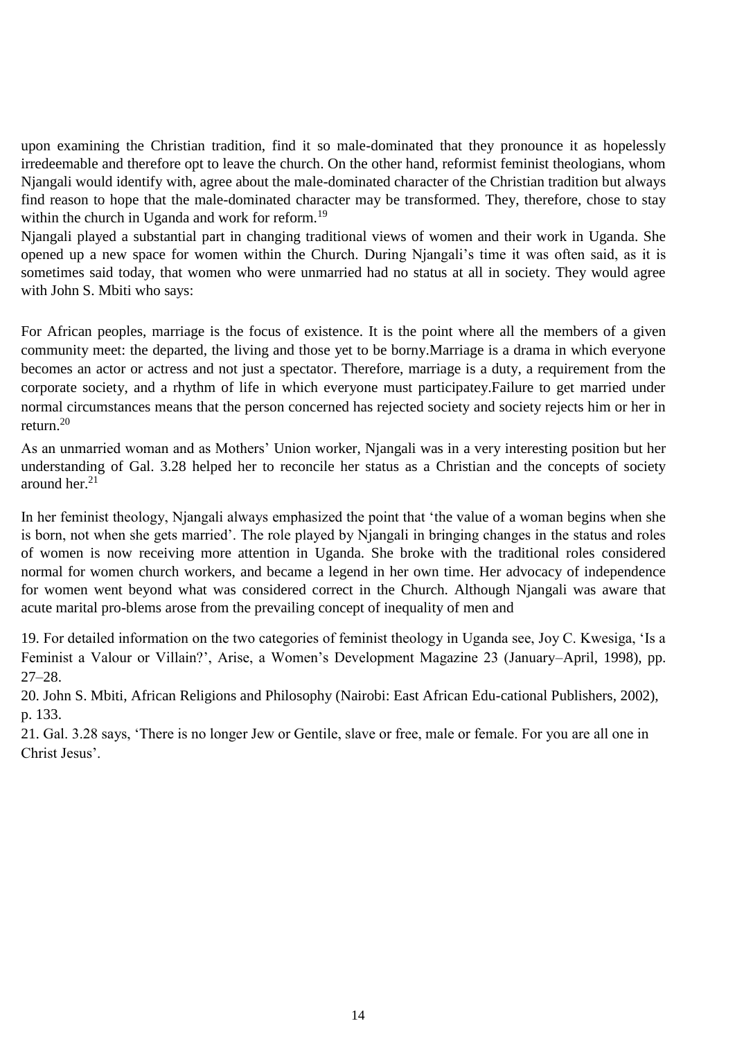upon examining the Christian tradition, find it so male-dominated that they pronounce it as hopelessly irredeemable and therefore opt to leave the church. On the other hand, reformist feminist theologians, whom Njangali would identify with, agree about the male-dominated character of the Christian tradition but always find reason to hope that the male-dominated character may be transformed. They, therefore, chose to stay within the church in Uganda and work for reform.[19]

Njangali played a substantial part in changing traditional views of women and their work in Uganda. She opened up a new space for women within the Church. During Njangali's time it was often said, as it is sometimes said today, that women who were unmarried had no status at all in society. They would agree with John S. Mbiti who says:

> For African peoples, marriage is the focus of existence. It is the point where all the members of a given community meet: the departed, the living and those yet to be borny.Marriage is a drama in which everyone becomes an actor or actress and not just a spectator. Therefore, marriage is a duty, a requirement from the corporate society, and a rhythm of life in which everyone must participatey.Failure to get married under normal circumstances means that the person concerned has rejected society and society rejects him or her in return.[20]

As an unmarried woman and as Mothers' Union worker, Njangali was in a very interesting position but her understanding of Gal. 3.28 helped her to reconcile her status as a Christian and the concepts of society around her.[21]

In her feminist theology, Njangali always emphasized the point that 'the value of a woman begins when she is born, not when she gets married'. The role played by Njangali in bringing changes in the status and roles of women is now receiving more attention in Uganda. She broke with the traditional roles considered normal for women church workers, and became a legend in her own time. Her advocacy of independence for women went beyond what was considered correct in the Church. Although Njangali was aware that acute marital pro-blems arose from the prevailing concept of inequality of men and

19. For detailed information on the two categories of feminist theology in Uganda see, Joy C. Kwesiga, 'Is a Feminist a Valour or Villain?', Arise, a Women's Development Magazine 23 (January–April, 1998), pp. 27–28.

20. John S. Mbiti, African Religions and Philosophy (Nairobi: East African Edu-cational Publishers, 2002), p. 133.

21. Gal. 3.28 says, 'There is no longer Jew or Gentile, slave or free, male or female. For you are all one in Christ Jesus'.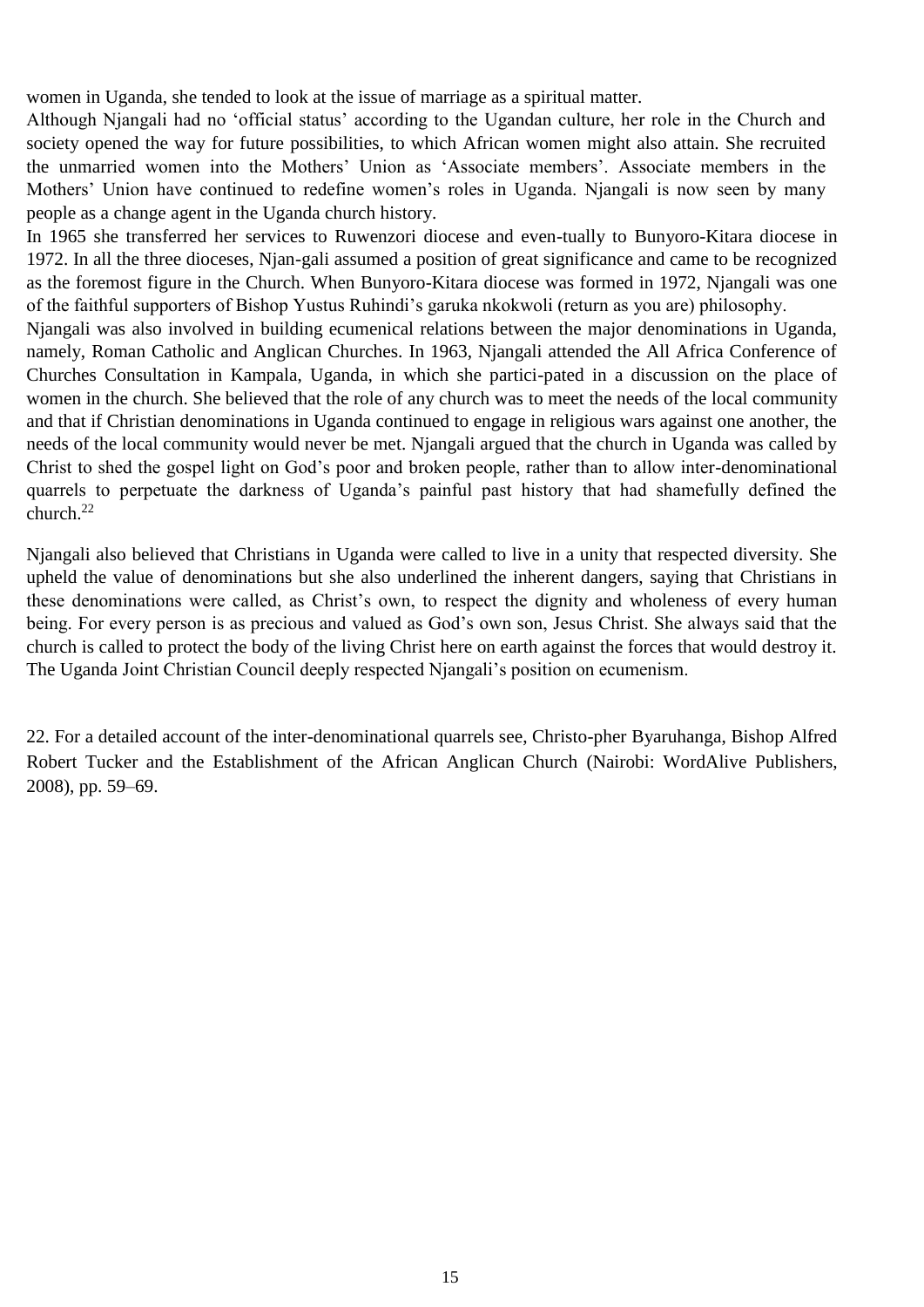women in Uganda, she tended to look at the issue of marriage as a spiritual matter.

Although Njangali had no 'official status' according to the Ugandan culture, her role in the Church and society opened the way for future possibilities, to which African women might also attain. She recruited the unmarried women into the Mothers' Union as 'Associate members'. Associate members in the Mothers' Union have continued to redefine women's roles in Uganda. Njangali is now seen by many people as a change agent in the Uganda church history.

In 1965 she transferred her services to Ruwenzori diocese and even-tually to Bunyoro-Kitara diocese in 1972. In all the three dioceses, Njan-gali assumed a position of great significance and came to be recognized as the foremost figure in the Church. When Bunyoro-Kitara diocese was formed in 1972, Njangali was one of the faithful supporters of Bishop Yustus Ruhindi's garuka nkokwoli (return as you are) philosophy.

Njangali was also involved in building ecumenical relations between the major denominations in Uganda, namely, Roman Catholic and Anglican Churches. In 1963, Njangali attended the All Africa Conference of Churches Consultation in Kampala, Uganda, in which she partici-pated in a discussion on the place of women in the church. She believed that the role of any church was to meet the needs of the local community and that if Christian denominations in Uganda continued to engage in religious wars against one another, the needs of the local community would never be met. Njangali argued that the church in Uganda was called by Christ to shed the gospel light on God's poor and broken people, rather than to allow inter-denominational quarrels to perpetuate the darkness of Uganda's painful past history that had shamefully defined the church.[22]

Njangali also believed that Christians in Uganda were called to live in a unity that respected diversity. She upheld the value of denominations but she also underlined the inherent dangers, saying that Christians in these denominations were called, as Christ's own, to respect the dignity and wholeness of every human being. For every person is as precious and valued as God's own son, Jesus Christ. She always said that the church is called to protect the body of the living Christ here on earth against the forces that would destroy it. The Uganda Joint Christian Council deeply respected Njangali's position on ecumenism.

22. For a detailed account of the inter-denominational quarrels see, Christo-pher Byaruhanga, Bishop Alfred Robert Tucker and the Establishment of the African Anglican Church (Nairobi: WordAlive Publishers, 2008), pp. 59–69.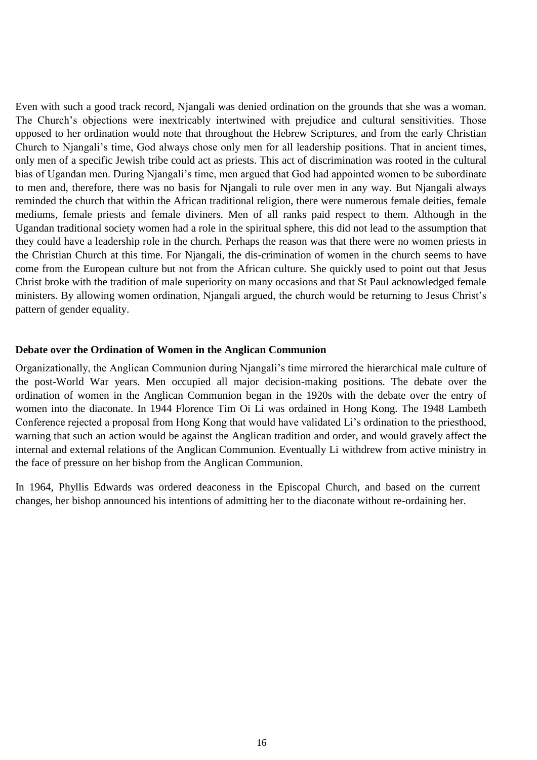Even with such a good track record, Njangali was denied ordination on the grounds that she was a woman. The Church's objections were inextricably intertwined with prejudice and cultural sensitivities. Those opposed to her ordination would note that throughout the Hebrew Scriptures, and from the early Christian Church to Njangali's time, God always chose only men for all leadership positions. That in ancient times, only men of a specific Jewish tribe could act as priests. This act of discrimination was rooted in the cultural bias of Ugandan men. During Njangali's time, men argued that God had appointed women to be subordinate to men and, therefore, there was no basis for Njangali to rule over men in any way. But Njangali always reminded the church that within the African traditional religion, there were numerous female deities, female mediums, female priests and female diviners. Men of all ranks paid respect to them. Although in the Ugandan traditional society women had a role in the spiritual sphere, this did not lead to the assumption that they could have a leadership role in the church. Perhaps the reason was that there were no women priests in the Christian Church at this time. For Njangali, the dis-crimination of women in the church seems to have come from the European culture but not from the African culture. She quickly used to point out that Jesus Christ broke with the tradition of male superiority on many occasions and that St Paul acknowledged female ministers. By allowing women ordination, Njangali argued, the church would be returning to Jesus Christ's pattern of gender equality.

**Debate over the Ordination of Women in the Anglican Communion**

Organizationally, the Anglican Communion during Njangali's time mirrored the hierarchical male culture of the post-World War years. Men occupied all major decision-making positions. The debate over the ordination of women in the Anglican Communion began in the 1920s with the debate over the entry of women into the diaconate. In 1944 Florence Tim Oi Li was ordained in Hong Kong. The 1948 Lambeth Conference rejected a proposal from Hong Kong that would have validated Li's ordination to the priesthood, warning that such an action would be against the Anglican tradition and order, and would gravely affect the internal and external relations of the Anglican Communion. Eventually Li withdrew from active ministry in the face of pressure on her bishop from the Anglican Communion.

In 1964, Phyllis Edwards was ordered deaconess in the Episcopal Church, and based on the current changes, her bishop announced his intentions of admitting her to the diaconate without re-ordaining her.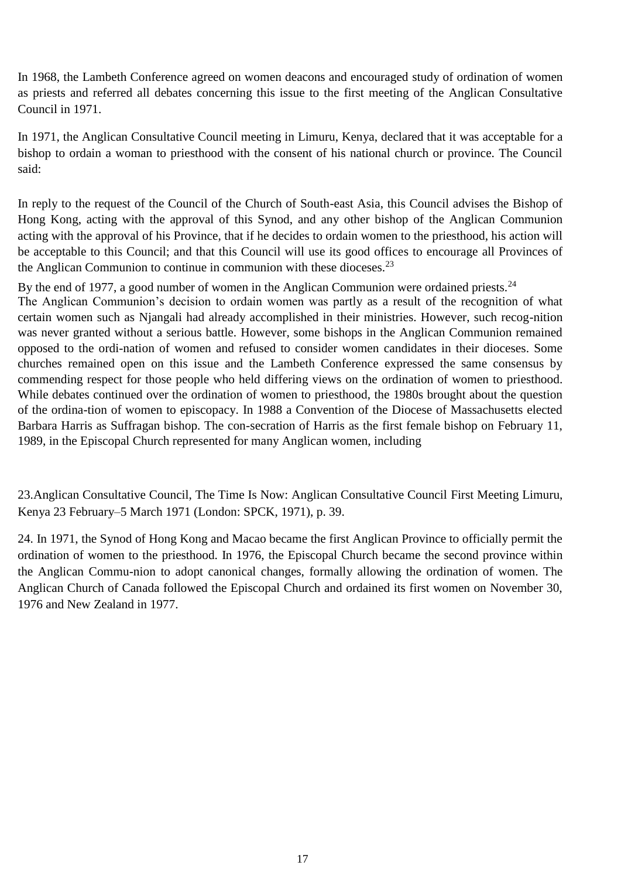In 1968, the Lambeth Conference agreed on women deacons and encouraged study of ordination of women as priests and referred all debates concerning this issue to the first meeting of the Anglican Consultative Council in 1971.

In 1971, the Anglican Consultative Council meeting in Limuru, Kenya, declared that it was acceptable for a bishop to ordain a woman to priesthood with the consent of his national church or province. The Council said:

In reply to the request of the Council of the Church of South-east Asia, this Council advises the Bishop of Hong Kong, acting with the approval of this Synod, and any other bishop of the Anglican Communion acting with the approval of his Province, that if he decides to ordain women to the priesthood, his action will be acceptable to this Council; and that this Council will use its good offices to encourage all Provinces of the Anglican Communion to continue in communion with these dioceses.[23]

By the end of 1977, a good number of women in the Anglican Communion were ordained priests.[24]

The Anglican Communion's decision to ordain women was partly as a result of the recognition of what certain women such as Njangali had already accomplished in their ministries. However, such recog-nition was never granted without a serious battle. However, some bishops in the Anglican Communion remained opposed to the ordi-nation of women and refused to consider women candidates in their dioceses. Some churches remained open on this issue and the Lambeth Conference expressed the same consensus by commending respect for those people who held differing views on the ordination of women to priesthood. While debates continued over the ordination of women to priesthood, the 1980s brought about the question of the ordina-tion of women to episcopacy. In 1988 a Convention of the Diocese of Massachusetts elected Barbara Harris as Suffragan bishop. The con-secration of Harris as the first female bishop on February 11, 1989, in the Episcopal Church represented for many Anglican women, including

23.Anglican Consultative Council, The Time Is Now: Anglican Consultative Council First Meeting Limuru, Kenya 23 February–5 March 1971 (London: SPCK, 1971), p. 39.

24. In 1971, the Synod of Hong Kong and Macao became the first Anglican Province to officially permit the ordination of women to the priesthood. In 1976, the Episcopal Church became the second province within the Anglican Commu-nion to adopt canonical changes, formally allowing the ordination of women. The Anglican Church of Canada followed the Episcopal Church and ordained its first women on November 30, 1976 and New Zealand in 1977.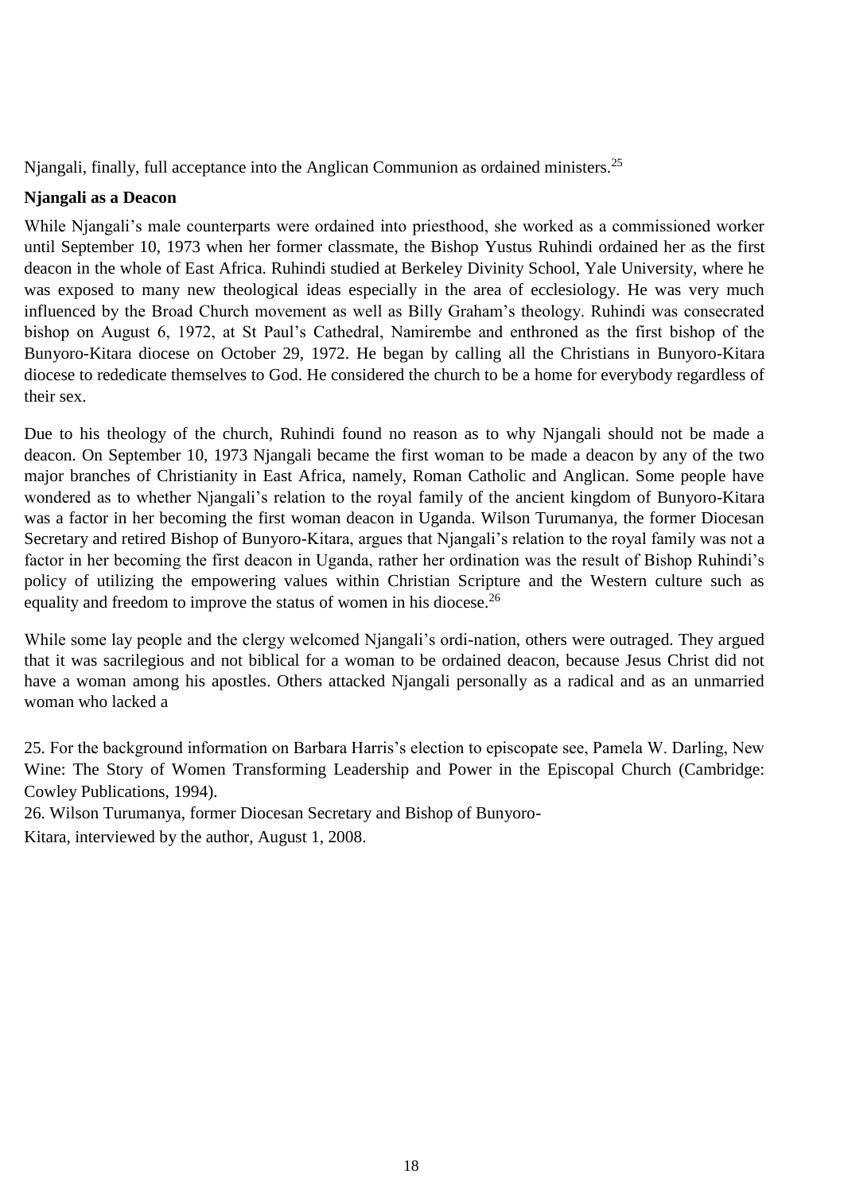Njangali, finally, full acceptance into the Anglican Communion as ordained ministers.[25]

**Njangali as a Deacon**

While Njangali's male counterparts were ordained into priesthood, she worked as a commissioned worker until September 10, 1973 when her former classmate, the Bishop Yustus Ruhindi ordained her as the first deacon in the whole of East Africa. Ruhindi studied at Berkeley Divinity School, Yale University, where he was exposed to many new theological ideas especially in the area of ecclesiology. He was very much influenced by the Broad Church movement as well as Billy Graham's theology. Ruhindi was consecrated bishop on August 6, 1972, at St Paul's Cathedral, Namirembe and enthroned as the first bishop of the Bunyoro-Kitara diocese on October 29, 1972. He began by calling all the Christians in Bunyoro-Kitara diocese to rededicate themselves to God. He considered the church to be a home for everybody regardless of their sex.

Due to his theology of the church, Ruhindi found no reason as to why Njangali should not be made a deacon. On September 10, 1973 Njangali became the first woman to be made a deacon by any of the two major branches of Christianity in East Africa, namely, Roman Catholic and Anglican. Some people have wondered as to whether Njangali's relation to the royal family of the ancient kingdom of Bunyoro-Kitara was a factor in her becoming the first woman deacon in Uganda. Wilson Turumanya, the former Diocesan Secretary and retired Bishop of Bunyoro-Kitara, argues that Njangali's relation to the royal family was not a factor in her becoming the first deacon in Uganda, rather her ordination was the result of Bishop Ruhindi's policy of utilizing the empowering values within Christian Scripture and the Western culture such as equality and freedom to improve the status of women in his diocese.[26]

While some lay people and the clergy welcomed Njangali's ordi-nation, others were outraged. They argued that it was sacrilegious and not biblical for a woman to be ordained deacon, because Jesus Christ did not have a woman among his apostles. Others attacked Njangali personally as a radical and as an unmarried woman who lacked a

25. For the background information on Barbara Harris's election to episcopate see, Pamela W. Darling, New Wine: The Story of Women Transforming Leadership and Power in the Episcopal Church (Cambridge: Cowley Publications, 1994).

26. Wilson Turumanya, former Diocesan Secretary and Bishop of Bunyoro-Kitara, interviewed by the author, August 1, 2008.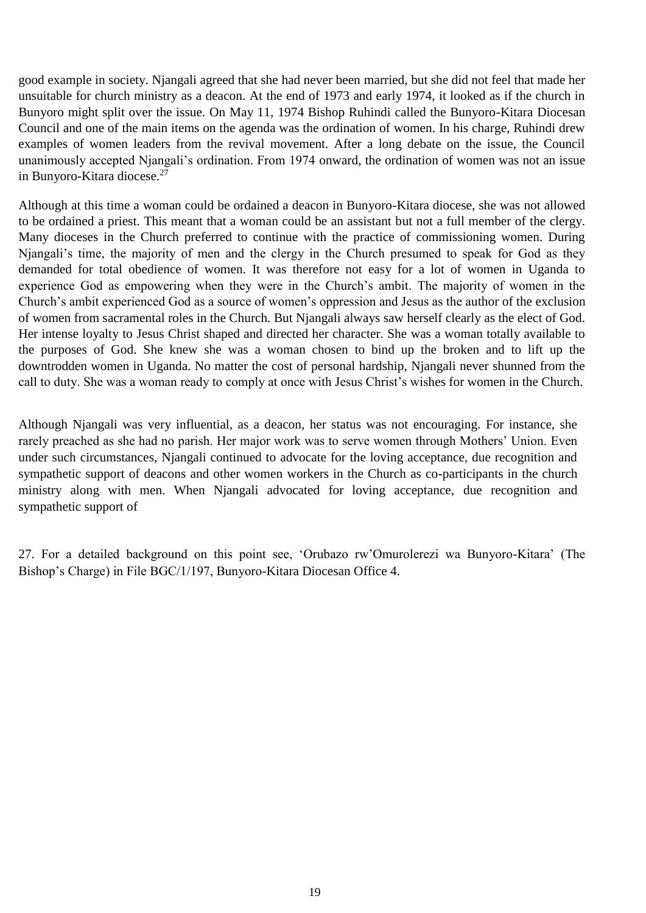good example in society. Njangali agreed that she had never been married, but she did not feel that made her unsuitable for church ministry as a deacon. At the end of 1973 and early 1974, it looked as if the church in Bunyoro might split over the issue. On May 11, 1974 Bishop Ruhindi called the Bunyoro-Kitara Diocesan Council and one of the main items on the agenda was the ordination of women. In his charge, Ruhindi drew examples of women leaders from the revival movement. After a long debate on the issue, the Council unanimously accepted Njangali's ordination. From 1974 onward, the ordination of women was not an issue in Bunyoro-Kitara diocese.[27]

Although at this time a woman could be ordained a deacon in Bunyoro-Kitara diocese, she was not allowed to be ordained a priest. This meant that a woman could be an assistant but not a full member of the clergy. Many dioceses in the Church preferred to continue with the practice of commissioning women. During Njangali's time, the majority of men and the clergy in the Church presumed to speak for God as they demanded for total obedience of women. It was therefore not easy for a lot of women in Uganda to experience God as empowering when they were in the Church's ambit. The majority of women in the Church's ambit experienced God as a source of women's oppression and Jesus as the author of the exclusion of women from sacramental roles in the Church. But Njangali always saw herself clearly as the elect of God. Her intense loyalty to Jesus Christ shaped and directed her character. She was a woman totally available to the purposes of God. She knew she was a woman chosen to bind up the broken and to lift up the downtrodden women in Uganda. No matter the cost of personal hardship, Njangali never shunned from the call to duty. She was a woman ready to comply at once with Jesus Christ's wishes for women in the Church.

Although Njangali was very influential, as a deacon, her status was not encouraging. For instance, she rarely preached as she had no parish. Her major work was to serve women through Mothers' Union. Even under such circumstances, Njangali continued to advocate for the loving acceptance, due recognition and sympathetic support of deacons and other women workers in the Church as co-participants in the church ministry along with men. When Njangali advocated for loving acceptance, due recognition and sympathetic support of

27. For a detailed background on this point see, 'Orubazo rw'Omurolerezi wa Bunyoro-Kitara' (The Bishop's Charge) in File BGC/1/197, Bunyoro-Kitara Diocesan Office 4.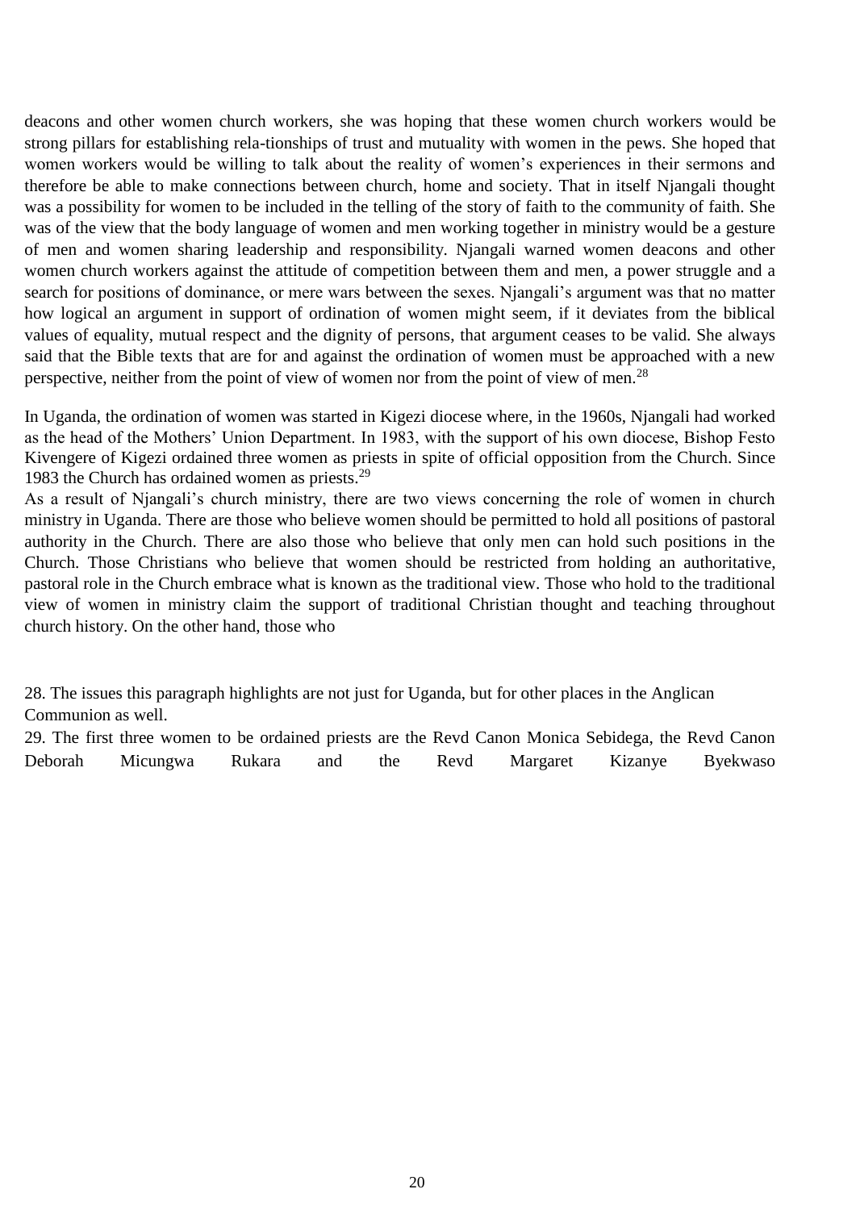deacons and other women church workers, she was hoping that these women church workers would be strong pillars for establishing rela-tionships of trust and mutuality with women in the pews. She hoped that women workers would be willing to talk about the reality of women's experiences in their sermons and therefore be able to make connections between church, home and society. That in itself Njangali thought was a possibility for women to be included in the telling of the story of faith to the community of faith. She was of the view that the body language of women and men working together in ministry would be a gesture of men and women sharing leadership and responsibility. Njangali warned women deacons and other women church workers against the attitude of competition between them and men, a power struggle and a search for positions of dominance, or mere wars between the sexes. Njangali's argument was that no matter how logical an argument in support of ordination of women might seem, if it deviates from the biblical values of equality, mutual respect and the dignity of persons, that argument ceases to be valid. She always said that the Bible texts that are for and against the ordination of women must be approached with a new perspective, neither from the point of view of women nor from the point of view of men.[28]

In Uganda, the ordination of women was started in Kigezi diocese where, in the 1960s, Njangali had worked as the head of the Mothers' Union Department. In 1983, with the support of his own diocese, Bishop Festo Kivengere of Kigezi ordained three women as priests in spite of official opposition from the Church. Since 1983 the Church has ordained women as priests.[29]

As a result of Njangali's church ministry, there are two views concerning the role of women in church ministry in Uganda. There are those who believe women should be permitted to hold all positions of pastoral authority in the Church. There are also those who believe that only men can hold such positions in the Church. Those Christians who believe that women should be restricted from holding an authoritative, pastoral role in the Church embrace what is known as the traditional view. Those who hold to the traditional view of women in ministry claim the support of traditional Christian thought and teaching throughout church history. On the other hand, those who

28. The issues this paragraph highlights are not just for Uganda, but for other places in the Anglican Communion as well.

29. The first three women to be ordained priests are the Revd Canon Monica Sebidega, the Revd Canon Deborah Micungwa Rukara and the Revd Margaret Kizanye Byekwaso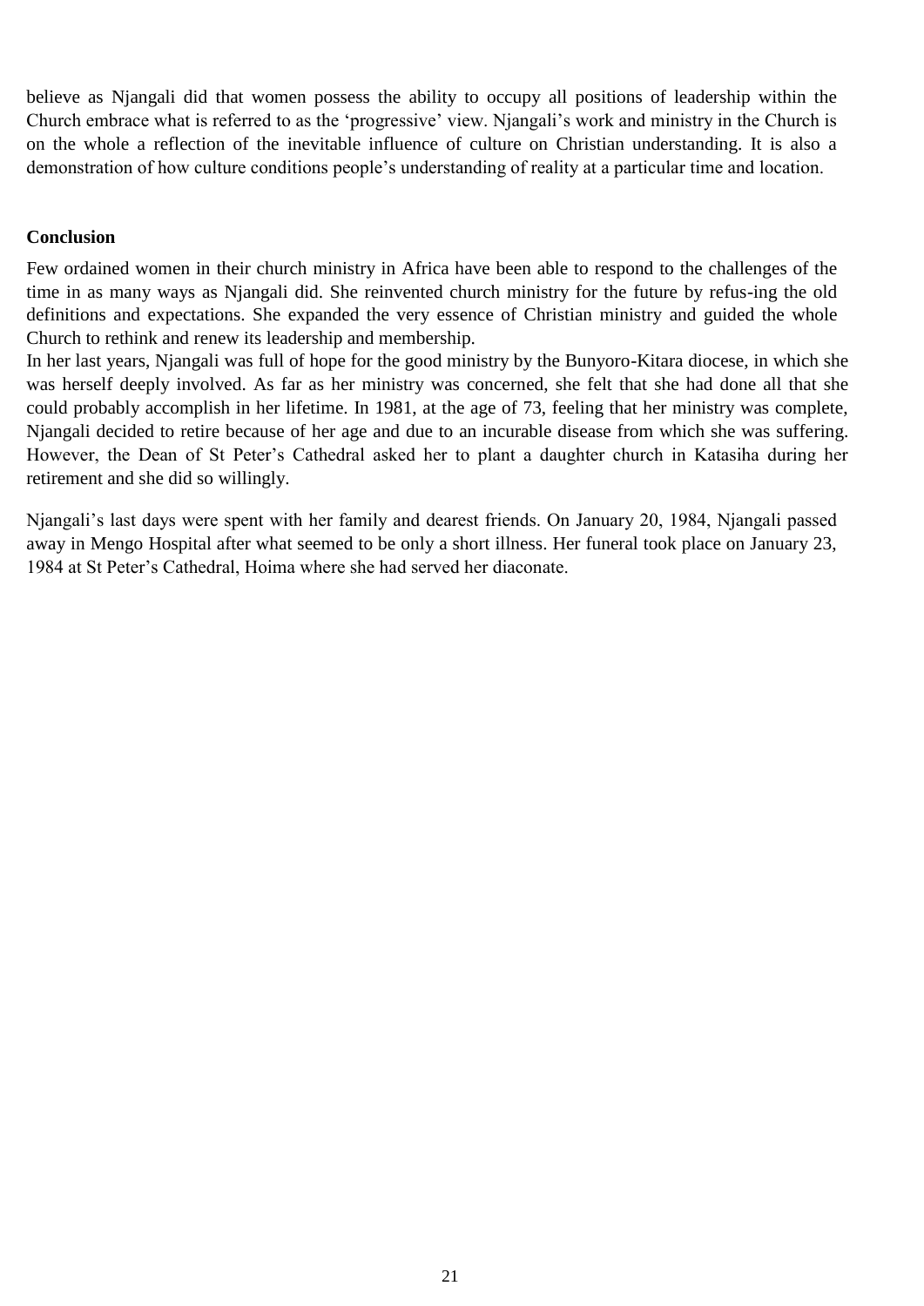believe as Njangali did that women possess the ability to occupy all positions of leadership within the Church embrace what is referred to as the 'progressive' view. Njangali's work and ministry in the Church is on the whole a reflection of the inevitable influence of culture on Christian understanding. It is also a demonstration of how culture conditions people's understanding of reality at a particular time and location.

## Conclusion

Few ordained women in their church ministry in Africa have been able to respond to the challenges of the time in as many ways as Njangali did. She reinvented church ministry for the future by refus-ing the old definitions and expectations. She expanded the very essence of Christian ministry and guided the whole Church to rethink and renew its leadership and membership.

In her last years, Njangali was full of hope for the good ministry by the Bunyoro-Kitara diocese, in which she was herself deeply involved. As far as her ministry was concerned, she felt that she had done all that she could probably accomplish in her lifetime. In 1981, at the age of 73, feeling that her ministry was complete, Njangali decided to retire because of her age and due to an incurable disease from which she was suffering. However, the Dean of St Peter's Cathedral asked her to plant a daughter church in Katasiha during her retirement and she did so willingly.

Njangali's last days were spent with her family and dearest friends. On January 20, 1984, Njangali passed away in Mengo Hospital after what seemed to be only a short illness. Her funeral took place on January 23, 1984 at St Peter's Cathedral, Hoima where she had served her diaconate.